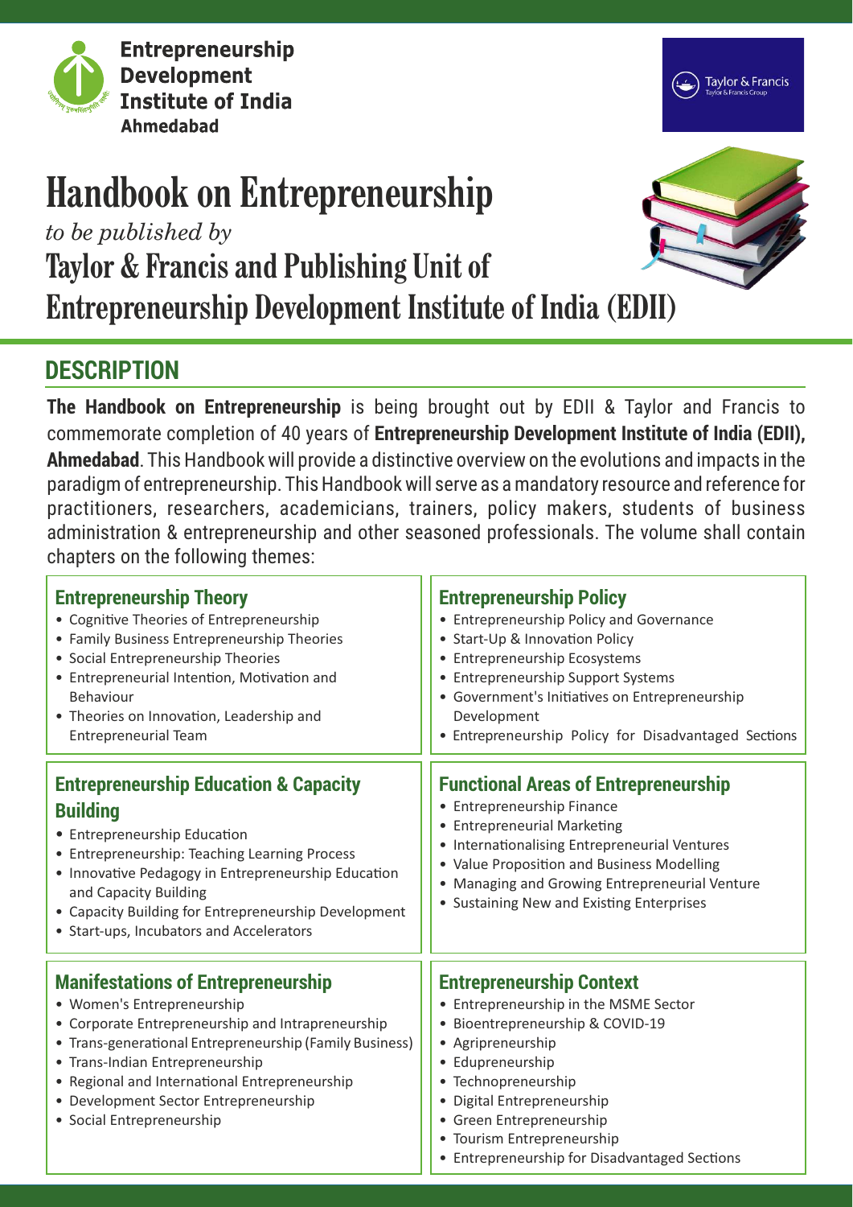**Entrepreneurship Development Institute of India**
**Ahmedabad**

Taylor & Francis
Taylor & Francis Group

# Handbook on Entrepreneurship

*to be published by*

# Taylor & Francis and Publishing Unit of Entrepreneurship Development Institute of India (EDII)

## DESCRIPTION

**The Handbook on Entrepreneurship** is being brought out by EDII & Taylor and Francis to commemorate completion of 40 years of **Entrepreneurship Development Institute of India (EDII), Ahmedabad**. This Handbook will provide a distinctive overview on the evolutions and impacts in the paradigm of entrepreneurship. This Handbook will serve as a mandatory resource and reference for practitioners, researchers, academicians, trainers, policy makers, students of business administration & entrepreneurship and other seasoned professionals. The volume shall contain chapters on the following themes:

### Entrepreneurship Theory

- Cognitive Theories of Entrepreneurship
- Family Business Entrepreneurship Theories
- Social Entrepreneurship Theories
- Entrepreneurial Intention, Motivation and Behaviour
- Theories on Innovation, Leadership and Entrepreneurial Team

### Entrepreneurship Policy

- Entrepreneurship Policy and Governance
- Start-Up & Innovation Policy
- Entrepreneurship Ecosystems
- Entrepreneurship Support Systems
- Government's Initiatives on Entrepreneurship Development
- Entrepreneurship Policy for Disadvantaged Sections

### Entrepreneurship Education & Capacity Building

- Entrepreneurship Education
- Entrepreneurship: Teaching Learning Process
- Innovative Pedagogy in Entrepreneurship Education and Capacity Building
- Capacity Building for Entrepreneurship Development
- Start-ups, Incubators and Accelerators

### Functional Areas of Entrepreneurship

- Entrepreneurship Finance
- Entrepreneurial Marketing
- Internationalising Entrepreneurial Ventures
- Value Proposition and Business Modelling
- Managing and Growing Entrepreneurial Venture
- Sustaining New and Existing Enterprises

### Manifestations of Entrepreneurship

- Women's Entrepreneurship
- Corporate Entrepreneurship and Intrapreneurship
- Trans-generational Entrepreneurship (Family Business)
- Trans-Indian Entrepreneurship
- Regional and International Entrepreneurship
- Development Sector Entrepreneurship
- Social Entrepreneurship

### Entrepreneurship Context

- Entrepreneurship in the MSME Sector
- Bioentrepreneurship & COVID-19
- Agripreneurship
- Edupreneurship
- Technopreneurship
- Digital Entrepreneurship
- Green Entrepreneurship
- Tourism Entrepreneurship
- Entrepreneurship for Disadvantaged Sections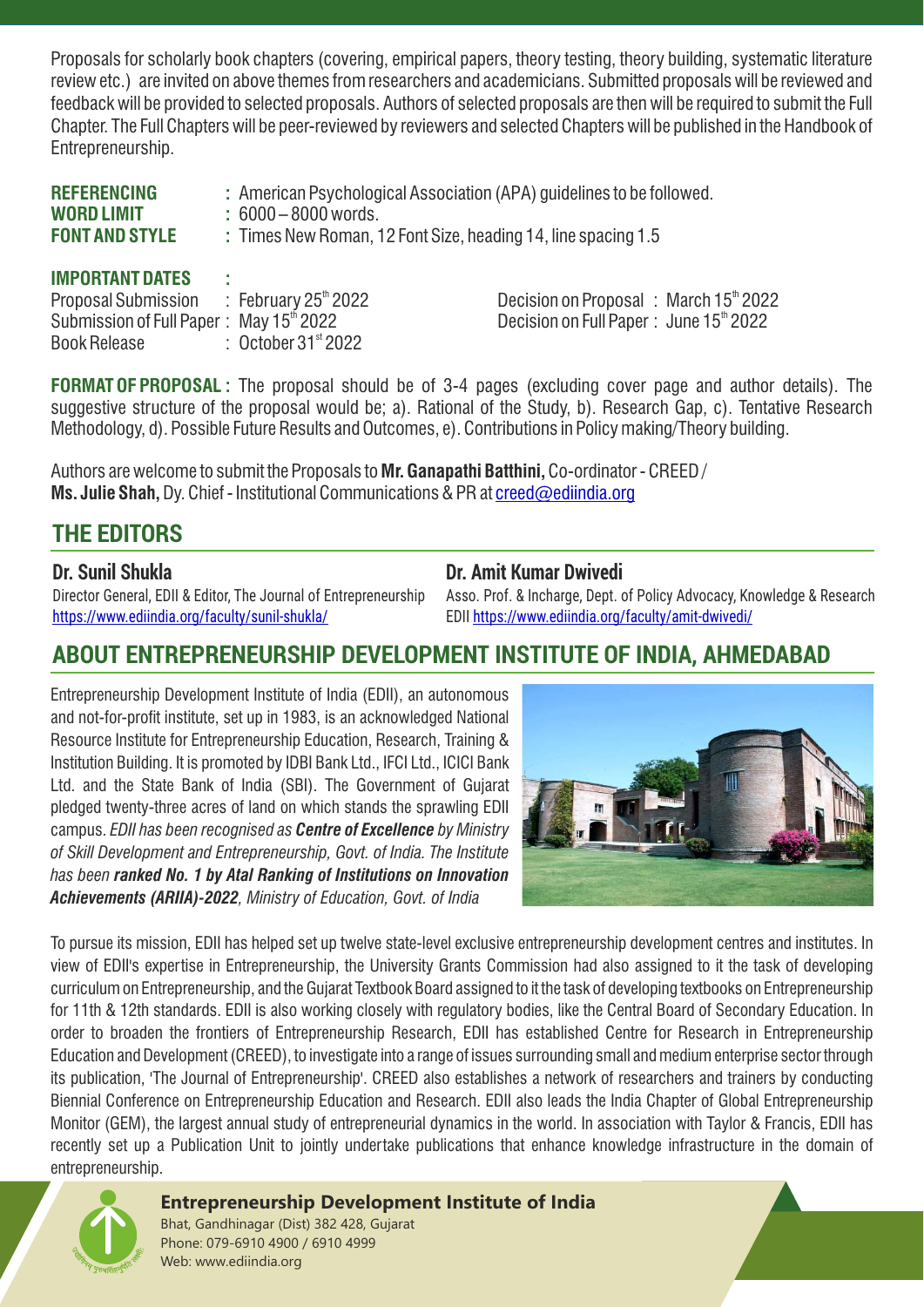Proposals for scholarly book chapters (covering, empirical papers, theory testing, theory building, systematic literature review etc.) are invited on above themes from researchers and academicians. Submitted proposals will be reviewed and feedback will be provided to selected proposals. Authors of selected proposals are then will be required to submit the Full Chapter. The Full Chapters will be peer-reviewed by reviewers and selected Chapters will be published in the Handbook of Entrepreneurship.

**REFERENCING** : American Psychological Association (APA) guidelines to be followed.
**WORD LIMIT** : 6000 – 8000 words.
**FONT AND STYLE** : Times New Roman, 12 Font Size, heading 14, line spacing 1.5

**IMPORTANT DATES** :

Proposal Submission : February 25th 2022
Decision on Proposal : March 15th 2022
Submission of Full Paper : May 15th 2022
Decision on Full Paper : June 15th 2022
Book Release : October 31st 2022

**FORMAT OF PROPOSAL :** The proposal should be of 3-4 pages (excluding cover page and author details). The suggestive structure of the proposal would be; a). Rational of the Study, b). Research Gap, c). Tentative Research Methodology, d). Possible Future Results and Outcomes, e). Contributions in Policy making/Theory building.

Authors are welcome to submit the Proposals to **Mr. Ganapathi Batthini,** Co-ordinator - CREED / **Ms. Julie Shah,** Dy. Chief - Institutional Communications & PR at creed@ediindia.org

## THE EDITORS

**Dr. Sunil Shukla**
Director General, EDII & Editor, The Journal of Entrepreneurship
https://www.ediindia.org/faculty/sunil-shukla/

**Dr. Amit Kumar Dwivedi**
Asso. Prof. & Incharge, Dept. of Policy Advocacy, Knowledge & Research
EDII https://www.ediindia.org/faculty/amit-dwivedi/

## ABOUT ENTREPRENEURSHIP DEVELOPMENT INSTITUTE OF INDIA, AHMEDABAD

Entrepreneurship Development Institute of India (EDII), an autonomous and not-for-profit institute, set up in 1983, is an acknowledged National Resource Institute for Entrepreneurship Education, Research, Training & Institution Building. It is promoted by IDBI Bank Ltd., IFCI Ltd., ICICI Bank Ltd. and the State Bank of India (SBI). The Government of Gujarat pledged twenty-three acres of land on which stands the sprawling EDII campus. *EDII has been recognised as **Centre of Excellence** by Ministry of Skill Development and Entrepreneurship, Govt. of India. The Institute has been **ranked No. 1 by Atal Ranking of Institutions on Innovation Achievements (ARIIA)-2022**, Ministry of Education, Govt. of India*

To pursue its mission, EDII has helped set up twelve state-level exclusive entrepreneurship development centres and institutes. In view of EDII's expertise in Entrepreneurship, the University Grants Commission had also assigned to it the task of developing curriculum on Entrepreneurship, and the Gujarat Textbook Board assigned to it the task of developing textbooks on Entrepreneurship for 11th & 12th standards. EDII is also working closely with regulatory bodies, like the Central Board of Secondary Education. In order to broaden the frontiers of Entrepreneurship Research, EDII has established Centre for Research in Entrepreneurship Education and Development (CREED), to investigate into a range of issues surrounding small and medium enterprise sector through its publication, 'The Journal of Entrepreneurship'. CREED also establishes a network of researchers and trainers by conducting Biennial Conference on Entrepreneurship Education and Research. EDII also leads the India Chapter of Global Entrepreneurship Monitor (GEM), the largest annual study of entrepreneurial dynamics in the world. In association with Taylor & Francis, EDII has recently set up a Publication Unit to jointly undertake publications that enhance knowledge infrastructure in the domain of entrepreneurship.

**Entrepreneurship Development Institute of India**
Bhat, Gandhinagar (Dist) 382 428, Gujarat
Phone: 079-6910 4900 / 6910 4999
Web: www.ediindia.org